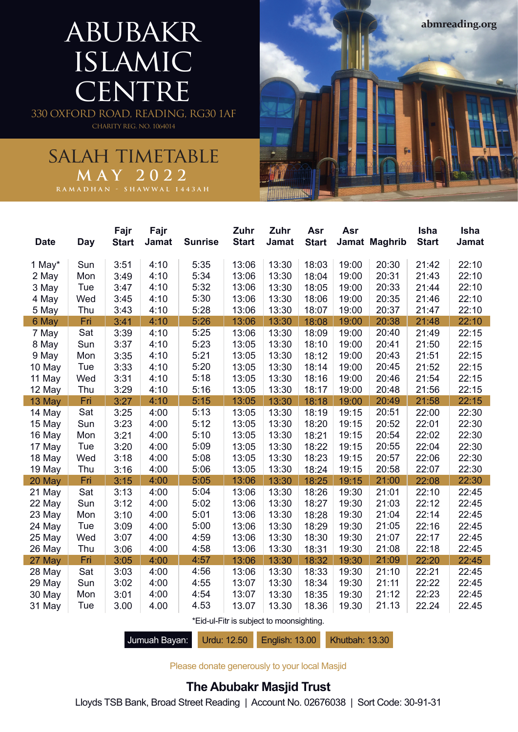# ABUBAKR ISLAMIC CENTRE

330 OXFORD ROAD, READING, RG30 1AF

CHARITY REG. NO. 1064014

abmreading.org

## SALAH TIMETABLE

### MAY 2022

RAMADHAN - SHAWWAL 1443AH

| Date | Day | Fajr Start | Fajr Jamat | Sunrise | Zuhr Start | Zuhr Jamat | Asr Start | Asr Jamat | Maghrib | Isha Start | Isha Jamat |
|---|---|---|---|---|---|---|---|---|---|---|---|
| 1 May* | Sun | 3:51 | 4:10 | 5:35 | 13:06 | 13:30 | 18:03 | 19:00 | 20:30 | 21:42 | 22:10 |
| 2 May | Mon | 3:49 | 4:10 | 5:34 | 13:06 | 13:30 | 18:04 | 19:00 | 20:31 | 21:43 | 22:10 |
| 3 May | Tue | 3:47 | 4:10 | 5:32 | 13:06 | 13:30 | 18:05 | 19:00 | 20:33 | 21:44 | 22:10 |
| 4 May | Wed | 3:45 | 4:10 | 5:30 | 13:06 | 13:30 | 18:06 | 19:00 | 20:35 | 21:46 | 22:10 |
| 5 May | Thu | 3:43 | 4:10 | 5:28 | 13:06 | 13:30 | 18:07 | 19:00 | 20:37 | 21:47 | 22:10 |
| 6 May | Fri | 3:41 | 4:10 | 5:26 | 13:06 | 13:30 | 18:08 | 19:00 | 20:38 | 21:48 | 22:10 |
| 7 May | Sat | 3:39 | 4:10 | 5:25 | 13:06 | 13:30 | 18:09 | 19:00 | 20:40 | 21:49 | 22:15 |
| 8 May | Sun | 3:37 | 4:10 | 5:23 | 13:05 | 13:30 | 18:10 | 19:00 | 20:41 | 21:50 | 22:15 |
| 9 May | Mon | 3:35 | 4:10 | 5:21 | 13:05 | 13:30 | 18:12 | 19:00 | 20:43 | 21:51 | 22:15 |
| 10 May | Tue | 3:33 | 4:10 | 5:20 | 13:05 | 13:30 | 18:14 | 19:00 | 20:45 | 21:52 | 22:15 |
| 11 May | Wed | 3:31 | 4:10 | 5:18 | 13:05 | 13:30 | 18:16 | 19:00 | 20:46 | 21:54 | 22:15 |
| 12 May | Thu | 3:29 | 4:10 | 5:16 | 13:05 | 13:30 | 18:17 | 19:00 | 20:48 | 21:56 | 22:15 |
| 13 May | Fri | 3:27 | 4:10 | 5:15 | 13:05 | 13:30 | 18:18 | 19:00 | 20:49 | 21:58 | 22:15 |
| 14 May | Sat | 3:25 | 4:00 | 5:13 | 13:05 | 13:30 | 18:19 | 19:15 | 20:51 | 22:00 | 22:30 |
| 15 May | Sun | 3:23 | 4:00 | 5:12 | 13:05 | 13:30 | 18:20 | 19:15 | 20:52 | 22:01 | 22:30 |
| 16 May | Mon | 3:21 | 4:00 | 5:10 | 13:05 | 13:30 | 18:21 | 19:15 | 20:54 | 22:02 | 22:30 |
| 17 May | Tue | 3:20 | 4:00 | 5:09 | 13:05 | 13:30 | 18:22 | 19:15 | 20:55 | 22:04 | 22:30 |
| 18 May | Wed | 3:18 | 4:00 | 5:08 | 13:05 | 13:30 | 18:23 | 19:15 | 20:57 | 22:06 | 22:30 |
| 19 May | Thu | 3:16 | 4:00 | 5:06 | 13:05 | 13:30 | 18:24 | 19:15 | 20:58 | 22:07 | 22:30 |
| 20 May | Fri | 3:15 | 4:00 | 5:05 | 13:06 | 13:30 | 18:25 | 19:15 | 21:00 | 22:08 | 22:30 |
| 21 May | Sat | 3:13 | 4:00 | 5:04 | 13:06 | 13:30 | 18:26 | 19:30 | 21:01 | 22:10 | 22:45 |
| 22 May | Sun | 3:12 | 4:00 | 5:02 | 13:06 | 13:30 | 18:27 | 19:30 | 21:03 | 22:12 | 22:45 |
| 23 May | Mon | 3:10 | 4:00 | 5:01 | 13:06 | 13:30 | 18:28 | 19:30 | 21:04 | 22:14 | 22:45 |
| 24 May | Tue | 3:09 | 4:00 | 5:00 | 13:06 | 13:30 | 18:29 | 19:30 | 21:05 | 22:16 | 22:45 |
| 25 May | Wed | 3:07 | 4:00 | 4:59 | 13:06 | 13:30 | 18:30 | 19:30 | 21:07 | 22:17 | 22:45 |
| 26 May | Thu | 3:06 | 4:00 | 4:58 | 13:06 | 13:30 | 18:31 | 19:30 | 21:08 | 22:18 | 22:45 |
| 27 May | Fri | 3:05 | 4:00 | 4:57 | 13:06 | 13:30 | 18:32 | 19:30 | 21:09 | 22:20 | 22:45 |
| 28 May | Sat | 3:03 | 4:00 | 4:56 | 13:06 | 13:30 | 18:33 | 19:30 | 21:10 | 22:21 | 22:45 |
| 29 May | Sun | 3:02 | 4:00 | 4:55 | 13:07 | 13:30 | 18:34 | 19:30 | 21:11 | 22:22 | 22:45 |
| 30 May | Mon | 3:01 | 4:00 | 4:54 | 13:07 | 13:30 | 18:35 | 19:30 | 21:12 | 22:23 | 22:45 |
| 31 May | Tue | 3.00 | 4.00 | 4.53 | 13.07 | 13.30 | 18.36 | 19.30 | 21.13 | 22.24 | 22.45 |

*Eid-ul-Fitr is subject to moonsighting.

Jumuah Bayan: | Urdu: 12.50 | English: 13.00 | Khutbah: 13.30

Please donate generously to your local Masjid

**The Abubakr Masjid Trust**

Lloyds TSB Bank, Broad Street Reading | Account No. 02676038 | Sort Code: 30-91-31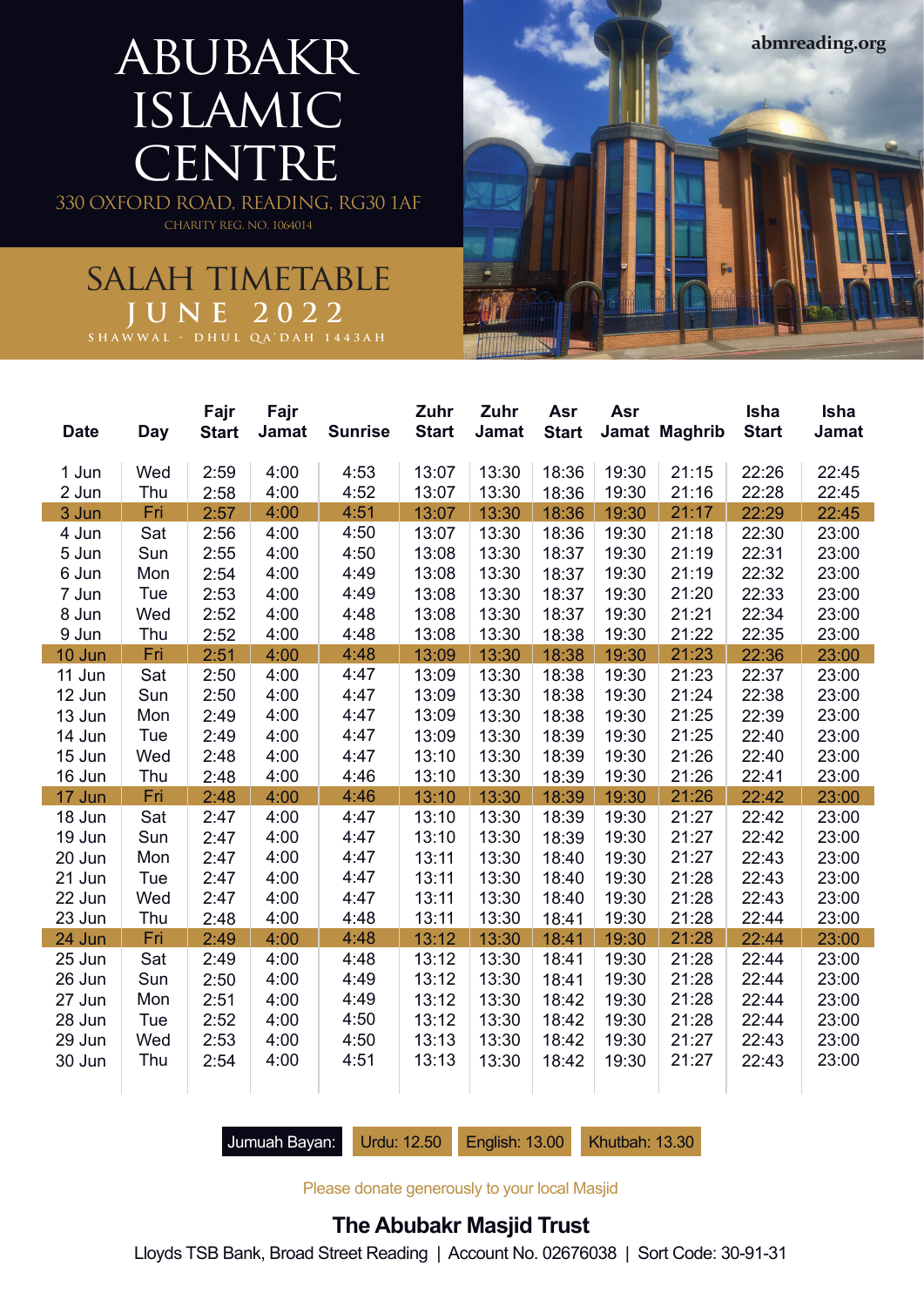# ABUBAKR ISLAMIC CENTRE

330 OXFORD ROAD, READING, RG30 1AF

CHARITY REG. NO. 1064014

abmreading.org

## SALAH TIMETABLE
## JUNE 2022
SHAWWAL - DHUL QA'DAH 1443AH

| Date | Day | Fajr Start | Fajr Jamat | Sunrise | Zuhr Start | Zuhr Jamat | Asr Start | Asr Jamat | Maghrib | Isha Start | Isha Jamat |
|---|---|---|---|---|---|---|---|---|---|---|---|
| 1 Jun | Wed | 2:59 | 4:00 | 4:53 | 13:07 | 13:30 | 18:36 | 19:30 | 21:15 | 22:26 | 22:45 |
| 2 Jun | Thu | 2:58 | 4:00 | 4:52 | 13:07 | 13:30 | 18:36 | 19:30 | 21:16 | 22:28 | 22:45 |
| 3 Jun | Fri | 2:57 | 4:00 | 4:51 | 13:07 | 13:30 | 18:36 | 19:30 | 21:17 | 22:29 | 22:45 |
| 4 Jun | Sat | 2:56 | 4:00 | 4:50 | 13:07 | 13:30 | 18:36 | 19:30 | 21:18 | 22:30 | 23:00 |
| 5 Jun | Sun | 2:55 | 4:00 | 4:50 | 13:08 | 13:30 | 18:37 | 19:30 | 21:19 | 22:31 | 23:00 |
| 6 Jun | Mon | 2:54 | 4:00 | 4:49 | 13:08 | 13:30 | 18:37 | 19:30 | 21:19 | 22:32 | 23:00 |
| 7 Jun | Tue | 2:53 | 4:00 | 4:49 | 13:08 | 13:30 | 18:37 | 19:30 | 21:20 | 22:33 | 23:00 |
| 8 Jun | Wed | 2:52 | 4:00 | 4:48 | 13:08 | 13:30 | 18:37 | 19:30 | 21:21 | 22:34 | 23:00 |
| 9 Jun | Thu | 2:52 | 4:00 | 4:48 | 13:08 | 13:30 | 18:38 | 19:30 | 21:22 | 22:35 | 23:00 |
| 10 Jun | Fri | 2:51 | 4:00 | 4:48 | 13:09 | 13:30 | 18:38 | 19:30 | 21:23 | 22:36 | 23:00 |
| 11 Jun | Sat | 2:50 | 4:00 | 4:47 | 13:09 | 13:30 | 18:38 | 19:30 | 21:23 | 22:37 | 23:00 |
| 12 Jun | Sun | 2:50 | 4:00 | 4:47 | 13:09 | 13:30 | 18:38 | 19:30 | 21:24 | 22:38 | 23:00 |
| 13 Jun | Mon | 2:49 | 4:00 | 4:47 | 13:09 | 13:30 | 18:38 | 19:30 | 21:25 | 22:39 | 23:00 |
| 14 Jun | Tue | 2:49 | 4:00 | 4:47 | 13:09 | 13:30 | 18:39 | 19:30 | 21:25 | 22:40 | 23:00 |
| 15 Jun | Wed | 2:48 | 4:00 | 4:47 | 13:10 | 13:30 | 18:39 | 19:30 | 21:26 | 22:40 | 23:00 |
| 16 Jun | Thu | 2:48 | 4:00 | 4:46 | 13:10 | 13:30 | 18:39 | 19:30 | 21:26 | 22:41 | 23:00 |
| 17 Jun | Fri | 2:48 | 4:00 | 4:46 | 13:10 | 13:30 | 18:39 | 19:30 | 21:26 | 22:42 | 23:00 |
| 18 Jun | Sat | 2:47 | 4:00 | 4:47 | 13:10 | 13:30 | 18:39 | 19:30 | 21:27 | 22:42 | 23:00 |
| 19 Jun | Sun | 2:47 | 4:00 | 4:47 | 13:10 | 13:30 | 18:39 | 19:30 | 21:27 | 22:42 | 23:00 |
| 20 Jun | Mon | 2:47 | 4:00 | 4:47 | 13:11 | 13:30 | 18:40 | 19:30 | 21:27 | 22:43 | 23:00 |
| 21 Jun | Tue | 2:47 | 4:00 | 4:47 | 13:11 | 13:30 | 18:40 | 19:30 | 21:28 | 22:43 | 23:00 |
| 22 Jun | Wed | 2:47 | 4:00 | 4:47 | 13:11 | 13:30 | 18:40 | 19:30 | 21:28 | 22:43 | 23:00 |
| 23 Jun | Thu | 2:48 | 4:00 | 4:48 | 13:11 | 13:30 | 18:41 | 19:30 | 21:28 | 22:44 | 23:00 |
| 24 Jun | Fri | 2:49 | 4:00 | 4:48 | 13:12 | 13:30 | 18:41 | 19:30 | 21:28 | 22:44 | 23:00 |
| 25 Jun | Sat | 2:49 | 4:00 | 4:48 | 13:12 | 13:30 | 18:41 | 19:30 | 21:28 | 22:44 | 23:00 |
| 26 Jun | Sun | 2:50 | 4:00 | 4:49 | 13:12 | 13:30 | 18:41 | 19:30 | 21:28 | 22:44 | 23:00 |
| 27 Jun | Mon | 2:51 | 4:00 | 4:49 | 13:12 | 13:30 | 18:42 | 19:30 | 21:28 | 22:44 | 23:00 |
| 28 Jun | Tue | 2:52 | 4:00 | 4:50 | 13:12 | 13:30 | 18:42 | 19:30 | 21:28 | 22:44 | 23:00 |
| 29 Jun | Wed | 2:53 | 4:00 | 4:50 | 13:13 | 13:30 | 18:42 | 19:30 | 21:27 | 22:43 | 23:00 |
| 30 Jun | Thu | 2:54 | 4:00 | 4:51 | 13:13 | 13:30 | 18:42 | 19:30 | 21:27 | 22:43 | 23:00 |

Jumuah Bayan: Urdu: 12.50 | English: 13.00 | Khutbah: 13.30

Please donate generously to your local Masjid

**The Abubakr Masjid Trust**

Lloyds TSB Bank, Broad Street Reading | Account No. 02676038 | Sort Code: 30-91-31